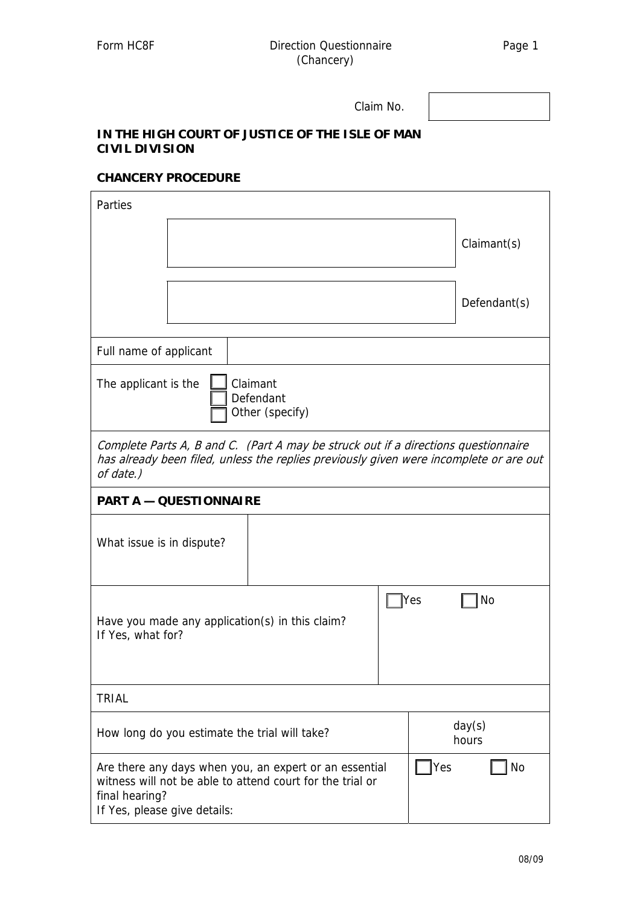Form HC8F

Direction Questionnaire
(Chancery)

Claim No.

**IN THE HIGH COURT OF JUSTICE OF THE ISLE OF MAN**
**CIVIL DIVISION**

**CHANCERY PROCEDURE**

| Parties | |
|---|---|
| | Claimant(s) |
| | Defendant(s) |

| Full name of applicant | |
|---|---|

The applicant is the ☐ Claimant ☐ Defendant ☐ Other (specify)

*Complete Parts A, B and C. (Part A may be struck out if a directions questionnaire has already been filed, unless the replies previously given were incomplete or are out of date.)*

**PART A — QUESTIONNAIRE**

| What issue is in dispute? | |
|---|---|

| Have you made any application(s) in this claim? If Yes, what for? | ☐ Yes ☐ No |
|---|---|

TRIAL

| How long do you estimate the trial will take? | day(s) hours |
|---|---|
| Are there any days when you, an expert or an essential witness will not be able to attend court for the trial or final hearing? If Yes, please give details: | ☐ Yes ☐ No |

08/09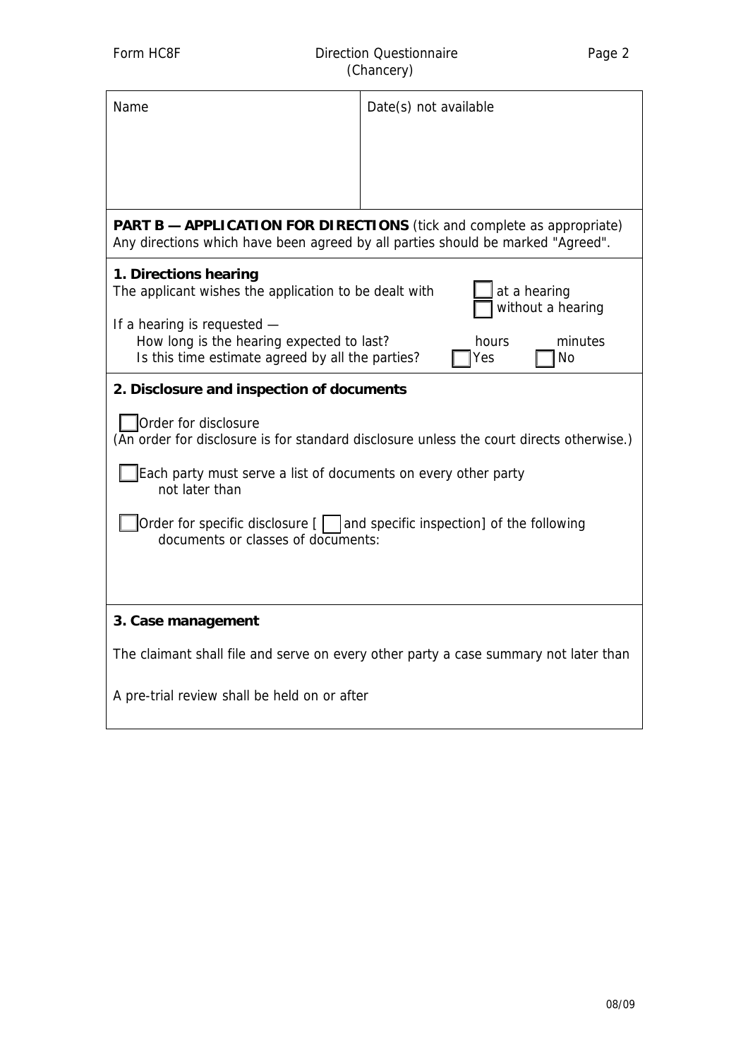| Name | Date(s) not available |
| --- | --- |
| | |

**PART B — APPLICATION FOR DIRECTIONS** (tick and complete as appropriate)
Any directions which have been agreed by all parties should be marked "Agreed".

**1. Directions hearing**

The applicant wishes the application to be dealt with ☐ at a hearing ☐ without a hearing

If a hearing is requested —

How long is the hearing expected to last? hours minutes

Is this time estimate agreed by all the parties? ☐ Yes ☐ No

**2. Disclosure and inspection of documents**

☐ Order for disclosure
(An order for disclosure is for standard disclosure unless the court directs otherwise.)

☐ Each party must serve a list of documents on every other party not later than

☐ Order for specific disclosure [ ☐ and specific inspection] of the following documents or classes of documents:

**3. Case management**

The claimant shall file and serve on every other party a case summary not later than

A pre-trial review shall be held on or after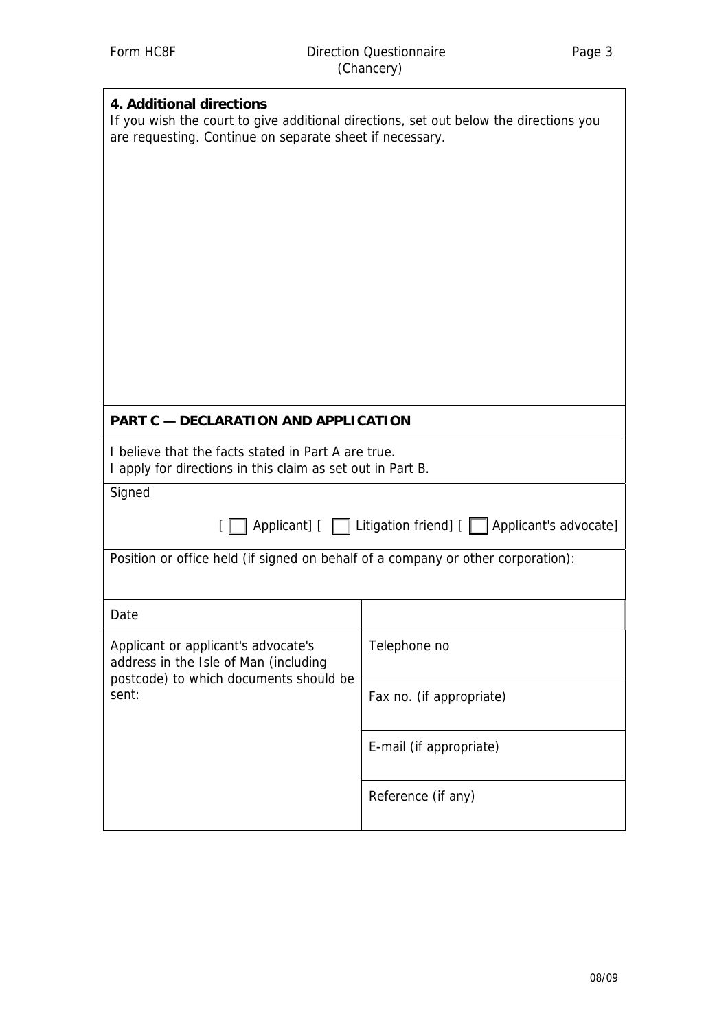**4. Additional directions**

If you wish the court to give additional directions, set out below the directions you are requesting. Continue on separate sheet if necessary.

## PART C — DECLARATION AND APPLICATION

I believe that the facts stated in Part A are true.
I apply for directions in this claim as set out in Part B.

Signed

[ ☐ Applicant] [ ☐ Litigation friend] [ ☐ Applicant's advocate]

Position or office held (if signed on behalf of a company or other corporation):

| | |
|---|---|
| Date | |
| Applicant or applicant's advocate's address in the Isle of Man (including postcode) to which documents should be sent: | Telephone no |
| | Fax no. (if appropriate) |
| | E-mail (if appropriate) |
| | Reference (if any) |